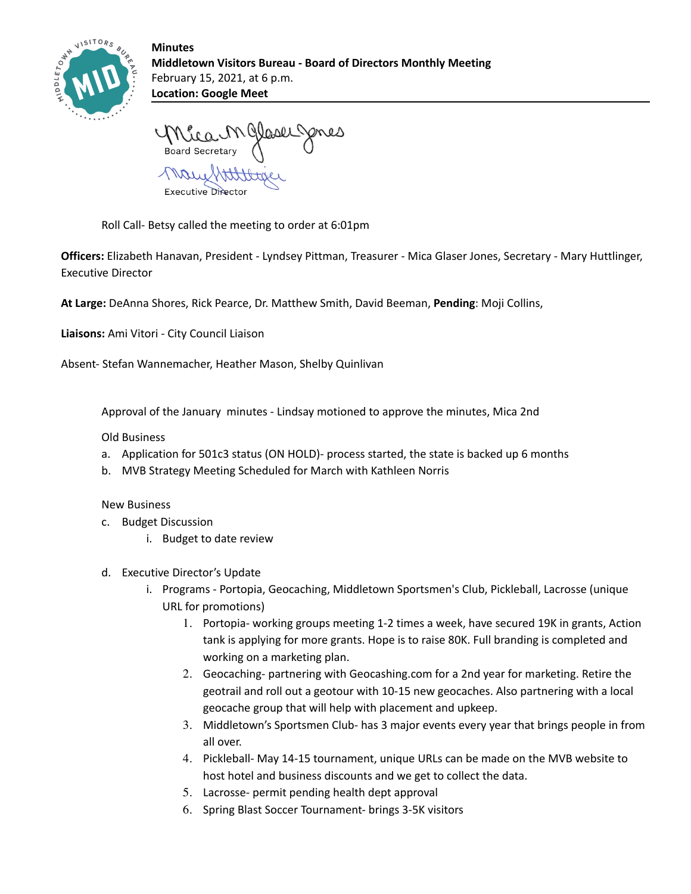**Minutes**
**Middletown Visitors Bureau - Board of Directors Monthly Meeting**
February 15, 2021, at 6 p.m.
**Location: Google Meet**

Board Secretary

Executive Director

Roll Call- Betsy called the meeting to order at 6:01pm

**Officers:** Elizabeth Hanavan, President - Lyndsey Pittman, Treasurer - Mica Glaser Jones, Secretary - Mary Huttlinger, Executive Director

**At Large:** DeAnna Shores, Rick Pearce, Dr. Matthew Smith, David Beeman, **Pending**: Moji Collins,

**Liaisons:** Ami Vitori - City Council Liaison

Absent- Stefan Wannemacher, Heather Mason, Shelby Quinlivan

Approval of the January minutes - Lindsay motioned to approve the minutes, Mica 2nd

Old Business

a. Application for 501c3 status (ON HOLD)- process started, the state is backed up 6 months
b. MVB Strategy Meeting Scheduled for March with Kathleen Norris

New Business

c. Budget Discussion
    i. Budget to date review

d. Executive Director's Update
    i. Programs - Portopia, Geocaching, Middletown Sportsmen's Club, Pickleball, Lacrosse (unique URL for promotions)
        1. Portopia- working groups meeting 1-2 times a week, have secured 19K in grants, Action tank is applying for more grants. Hope is to raise 80K. Full branding is completed and working on a marketing plan.
        2. Geocaching- partnering with Geocashing.com for a 2nd year for marketing. Retire the geotrail and roll out a geotour with 10-15 new geocaches. Also partnering with a local geocache group that will help with placement and upkeep.
        3. Middletown's Sportsmen Club- has 3 major events every year that brings people in from all over.
        4. Pickleball- May 14-15 tournament, unique URLs can be made on the MVB website to host hotel and business discounts and we get to collect the data.
        5. Lacrosse- permit pending health dept approval
        6. Spring Blast Soccer Tournament- brings 3-5K visitors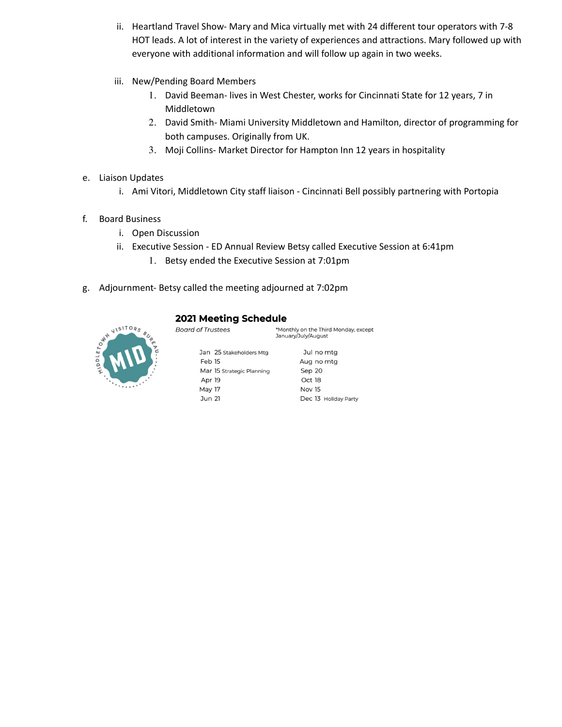ii. Heartland Travel Show- Mary and Mica virtually met with 24 different tour operators with 7-8 HOT leads. A lot of interest in the variety of experiences and attractions. Mary followed up with everyone with additional information and will follow up again in two weeks.

iii. New/Pending Board Members

1. David Beeman- lives in West Chester, works for Cincinnati State for 12 years, 7 in Middletown
2. David Smith- Miami University Middletown and Hamilton, director of programming for both campuses. Originally from UK.
3. Moji Collins- Market Director for Hampton Inn 12 years in hospitality

e. Liaison Updates

i. Ami Vitori, Middletown City staff liaison - Cincinnati Bell possibly partnering with Portopia

f. Board Business

i. Open Discussion

ii. Executive Session - ED Annual Review Betsy called Executive Session at 6:41pm

1. Betsy ended the Executive Session at 7:01pm

g. Adjournment- Betsy called the meeting adjourned at 7:02pm

MIDDLETOWN VISITORS BUREAU

MID

## 2021 Meeting Schedule

*Board of Trustees*

*Monthly on the Third Monday, except January/July/August

| | |
|---|---|
| Jan 25 Stakeholders Mtg | Jul no mtg |
| Feb 15 | Aug no mtg |
| Mar 15 Strategic Planning | Sep 20 |
| Apr 19 | Oct 18 |
| May 17 | Nov 15 |
| Jun 21 | Dec 13 Holiday Party |